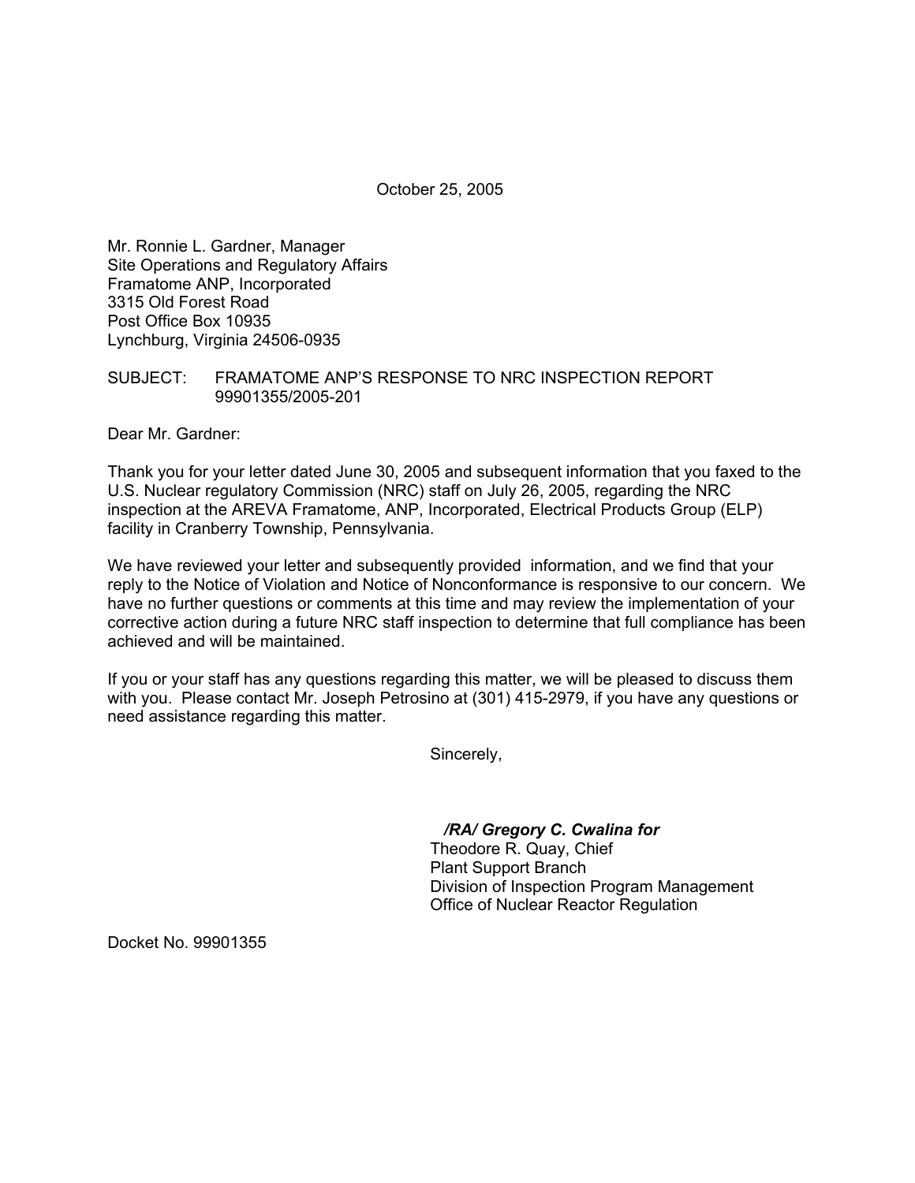October 25, 2005

Mr. Ronnie L. Gardner, Manager
Site Operations and Regulatory Affairs
Framatome ANP, Incorporated
3315 Old Forest Road
Post Office Box 10935
Lynchburg, Virginia 24506-0935

SUBJECT: FRAMATOME ANP'S RESPONSE TO NRC INSPECTION REPORT 99901355/2005-201

Dear Mr. Gardner:

Thank you for your letter dated June 30, 2005 and subsequent information that you faxed to the U.S. Nuclear regulatory Commission (NRC) staff on July 26, 2005, regarding the NRC inspection at the AREVA Framatome, ANP, Incorporated, Electrical Products Group (ELP) facility in Cranberry Township, Pennsylvania.

We have reviewed your letter and subsequently provided information, and we find that your reply to the Notice of Violation and Notice of Nonconformance is responsive to our concern. We have no further questions or comments at this time and may review the implementation of your corrective action during a future NRC staff inspection to determine that full compliance has been achieved and will be maintained.

If you or your staff has any questions regarding this matter, we will be pleased to discuss them with you. Please contact Mr. Joseph Petrosino at (301) 415-2979, if you have any questions or need assistance regarding this matter.

Sincerely,

***/RA/ Gregory C. Cwalina for***
Theodore R. Quay, Chief
Plant Support Branch
Division of Inspection Program Management
Office of Nuclear Reactor Regulation

Docket No. 99901355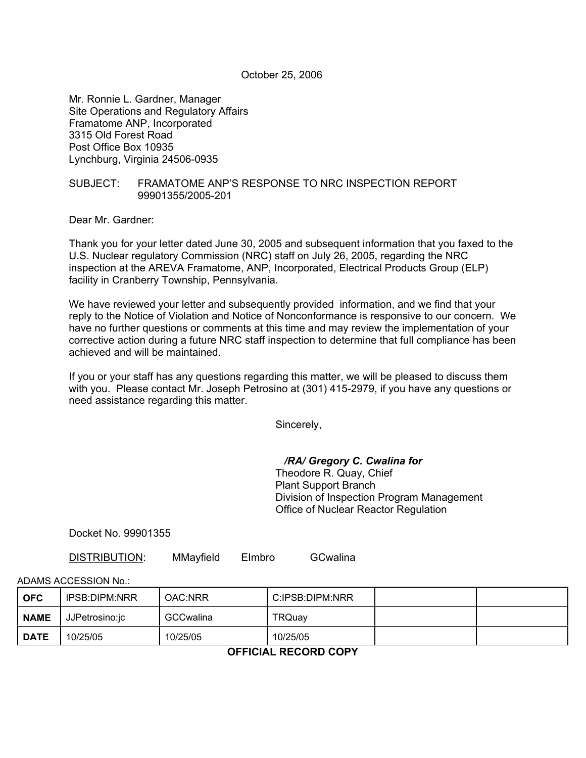October 25, 2006

Mr. Ronnie L. Gardner, Manager
Site Operations and Regulatory Affairs
Framatome ANP, Incorporated
3315 Old Forest Road
Post Office Box 10935
Lynchburg, Virginia 24506-0935

SUBJECT: FRAMATOME ANP'S RESPONSE TO NRC INSPECTION REPORT 99901355/2005-201

Dear Mr. Gardner:

Thank you for your letter dated June 30, 2005 and subsequent information that you faxed to the U.S. Nuclear regulatory Commission (NRC) staff on July 26, 2005, regarding the NRC inspection at the AREVA Framatome, ANP, Incorporated, Electrical Products Group (ELP) facility in Cranberry Township, Pennsylvania.

We have reviewed your letter and subsequently provided information, and we find that your reply to the Notice of Violation and Notice of Nonconformance is responsive to our concern. We have no further questions or comments at this time and may review the implementation of your corrective action during a future NRC staff inspection to determine that full compliance has been achieved and will be maintained.

If you or your staff has any questions regarding this matter, we will be pleased to discuss them with you. Please contact Mr. Joseph Petrosino at (301) 415-2979, if you have any questions or need assistance regarding this matter.

Sincerely,

***/RA/ Gregory C. Cwalina for***
Theodore R. Quay, Chief
Plant Support Branch
Division of Inspection Program Management
Office of Nuclear Reactor Regulation

Docket No. 99901355

DISTRIBUTION: MMayfield EImbro GCwalina

ADAMS ACCESSION No.:

| OFC | IPSB:DIPM:NRR | OAC:NRR | C:IPSB:DIPM:NRR | | |
|---|---|---|---|---|---|
| NAME | JJPetrosino:jc | GCCwalina | TRQuay | | |
| DATE | 10/25/05 | 10/25/05 | 10/25/05 | | |

**OFFICIAL RECORD COPY**